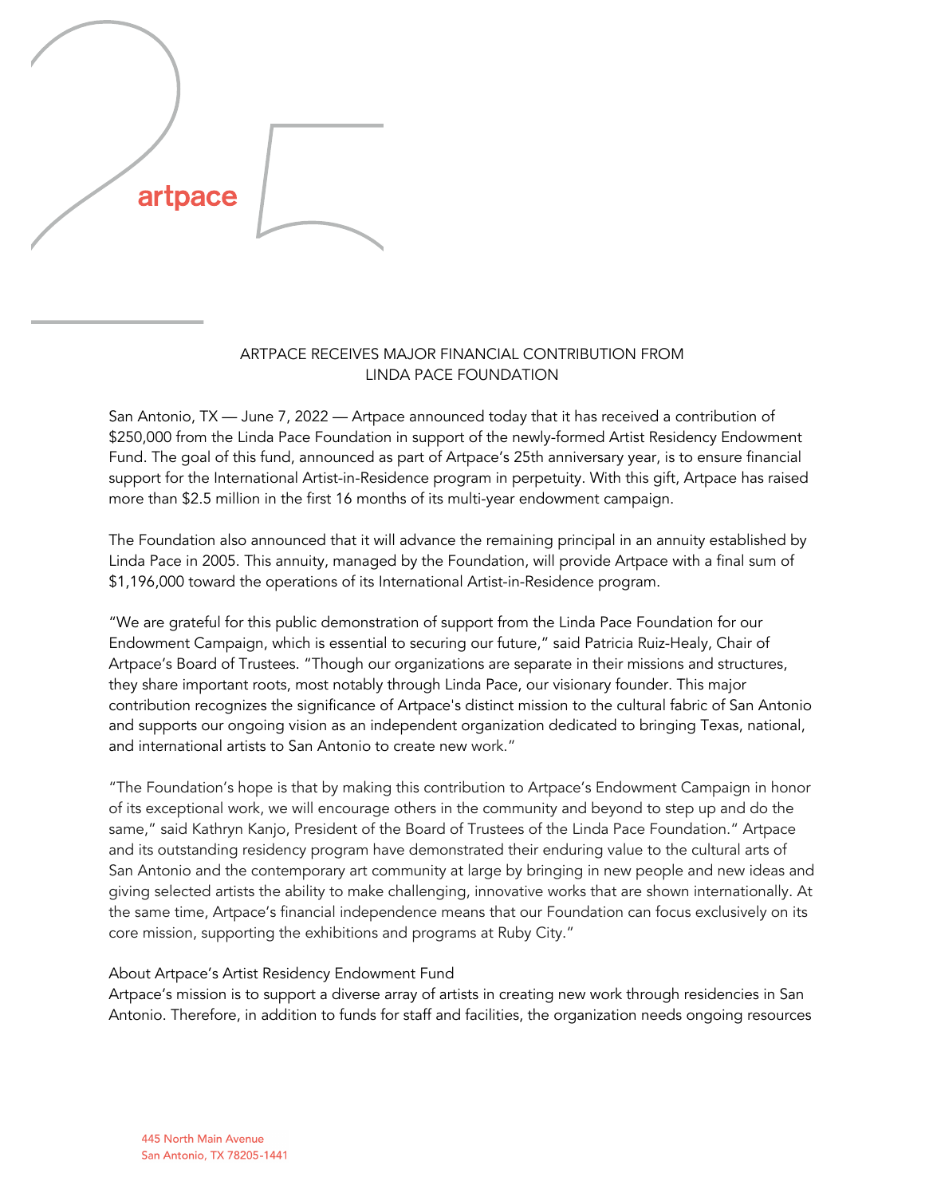artpace

# ARTPACE RECEIVES MAJOR FINANCIAL CONTRIBUTION FROM LINDA PACE FOUNDATION

San Antonio, TX — June 7, 2022 — Artpace announced today that it has received a contribution of $250,000 from the Linda Pace Foundation in support of the newly-formed Artist Residency Endowment Fund. The goal of this fund, announced as part of Artpace's 25th anniversary year, is to ensure financial support for the International Artist-in-Residence program in perpetuity. With this gift, Artpace has raised more than $2.5 million in the first 16 months of its multi-year endowment campaign.

The Foundation also announced that it will advance the remaining principal in an annuity established by Linda Pace in 2005. This annuity, managed by the Foundation, will provide Artpace with a final sum of $1,196,000 toward the operations of its International Artist-in-Residence program.

"We are grateful for this public demonstration of support from the Linda Pace Foundation for our Endowment Campaign, which is essential to securing our future," said Patricia Ruiz-Healy, Chair of Artpace's Board of Trustees. "Though our organizations are separate in their missions and structures, they share important roots, most notably through Linda Pace, our visionary founder. This major contribution recognizes the significance of Artpace's distinct mission to the cultural fabric of San Antonio and supports our ongoing vision as an independent organization dedicated to bringing Texas, national, and international artists to San Antonio to create new work."

"The Foundation's hope is that by making this contribution to Artpace's Endowment Campaign in honor of its exceptional work, we will encourage others in the community and beyond to step up and do the same," said Kathryn Kanjo, President of the Board of Trustees of the Linda Pace Foundation." Artpace and its outstanding residency program have demonstrated their enduring value to the cultural arts of San Antonio and the contemporary art community at large by bringing in new people and new ideas and giving selected artists the ability to make challenging, innovative works that are shown internationally. At the same time, Artpace's financial independence means that our Foundation can focus exclusively on its core mission, supporting the exhibitions and programs at Ruby City."

## About Artpace's Artist Residency Endowment Fund

Artpace's mission is to support a diverse array of artists in creating new work through residencies in San Antonio. Therefore, in addition to funds for staff and facilities, the organization needs ongoing resources

445 North Main Avenue
San Antonio, TX 78205-1441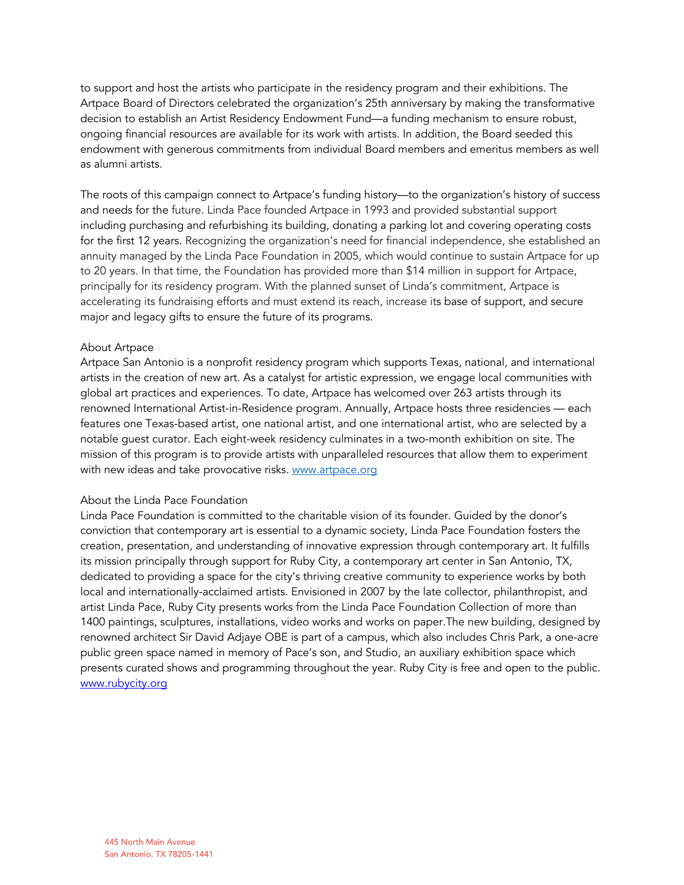to support and host the artists who participate in the residency program and their exhibitions. The Artpace Board of Directors celebrated the organization's 25th anniversary by making the transformative decision to establish an Artist Residency Endowment Fund—a funding mechanism to ensure robust, ongoing financial resources are available for its work with artists. In addition, the Board seeded this endowment with generous commitments from individual Board members and emeritus members as well as alumni artists.

The roots of this campaign connect to Artpace's funding history—to the organization's history of success and needs for the future. Linda Pace founded Artpace in 1993 and provided substantial support including purchasing and refurbishing its building, donating a parking lot and covering operating costs for the first 12 years. Recognizing the organization's need for financial independence, she established an annuity managed by the Linda Pace Foundation in 2005, which would continue to sustain Artpace for up to 20 years. In that time, the Foundation has provided more than $14 million in support for Artpace, principally for its residency program. With the planned sunset of Linda's commitment, Artpace is accelerating its fundraising efforts and must extend its reach, increase its base of support, and secure major and legacy gifts to ensure the future of its programs.

About Artpace

Artpace San Antonio is a nonprofit residency program which supports Texas, national, and international artists in the creation of new art. As a catalyst for artistic expression, we engage local communities with global art practices and experiences. To date, Artpace has welcomed over 263 artists through its renowned International Artist-in-Residence program. Annually, Artpace hosts three residencies — each features one Texas-based artist, one national artist, and one international artist, who are selected by a notable guest curator. Each eight-week residency culminates in a two-month exhibition on site. The mission of this program is to provide artists with unparalleled resources that allow them to experiment with new ideas and take provocative risks. [www.artpace.org](http://www.artpace.org)

About the Linda Pace Foundation

Linda Pace Foundation is committed to the charitable vision of its founder. Guided by the donor's conviction that contemporary art is essential to a dynamic society, Linda Pace Foundation fosters the creation, presentation, and understanding of innovative expression through contemporary art. It fulfills its mission principally through support for Ruby City, a contemporary art center in San Antonio, TX, dedicated to providing a space for the city's thriving creative community to experience works by both local and internationally-acclaimed artists. Envisioned in 2007 by the late collector, philanthropist, and artist Linda Pace, Ruby City presents works from the Linda Pace Foundation Collection of more than 1400 paintings, sculptures, installations, video works and works on paper.The new building, designed by renowned architect Sir David Adjaye OBE is part of a campus, which also includes Chris Park, a one-acre public green space named in memory of Pace's son, and Studio, an auxiliary exhibition space which presents curated shows and programming throughout the year. Ruby City is free and open to the public. [www.rubycity.org](http://www.rubycity.org)

445 North Main Avenue
San Antonio, TX 78205-1441